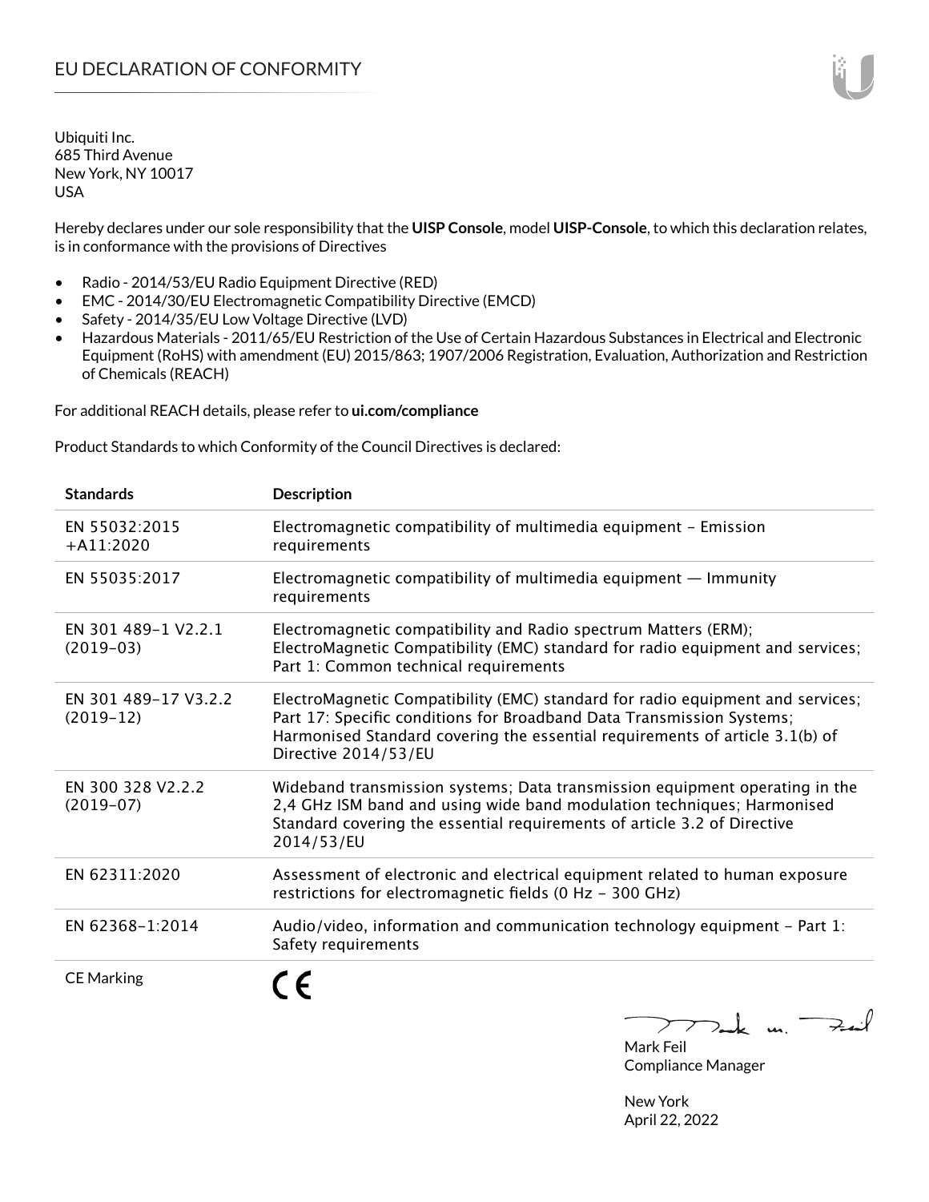# EU DECLARATION OF CONFORMITY

Ubiquiti Inc.
685 Third Avenue
New York, NY 10017
USA

Hereby declares under our sole responsibility that the **UISP Console**, model **UISP-Console**, to which this declaration relates, is in conformance with the provisions of Directives

- Radio - 2014/53/EU Radio Equipment Directive (RED)
- EMC - 2014/30/EU Electromagnetic Compatibility Directive (EMCD)
- Safety - 2014/35/EU Low Voltage Directive (LVD)
- Hazardous Materials - 2011/65/EU Restriction of the Use of Certain Hazardous Substances in Electrical and Electronic Equipment (RoHS) with amendment (EU) 2015/863; 1907/2006 Registration, Evaluation, Authorization and Restriction of Chemicals (REACH)

For additional REACH details, please refer to **ui.com/compliance**

Product Standards to which Conformity of the Council Directives is declared:

| Standards | Description |
|---|---|
| EN 55032:2015 +A11:2020 | Electromagnetic compatibility of multimedia equipment – Emission requirements |
| EN 55035:2017 | Electromagnetic compatibility of multimedia equipment — Immunity requirements |
| EN 301 489-1 V2.2.1 (2019-03) | Electromagnetic compatibility and Radio spectrum Matters (ERM); ElectroMagnetic Compatibility (EMC) standard for radio equipment and services; Part 1: Common technical requirements |
| EN 301 489-17 V3.2.2 (2019-12) | ElectroMagnetic Compatibility (EMC) standard for radio equipment and services; Part 17: Specific conditions for Broadband Data Transmission Systems; Harmonised Standard covering the essential requirements of article 3.1(b) of Directive 2014/53/EU |
| EN 300 328 V2.2.2 (2019-07) | Wideband transmission systems; Data transmission equipment operating in the 2,4 GHz ISM band and using wide band modulation techniques; Harmonised Standard covering the essential requirements of article 3.2 of Directive 2014/53/EU |
| EN 62311:2020 | Assessment of electronic and electrical equipment related to human exposure restrictions for electromagnetic fields (0 Hz - 300 GHz) |
| EN 62368-1:2014 | Audio/video, information and communication technology equipment – Part 1: Safety requirements |
| CE Marking | CE |

Mark Feil
Compliance Manager

New York
April 22, 2022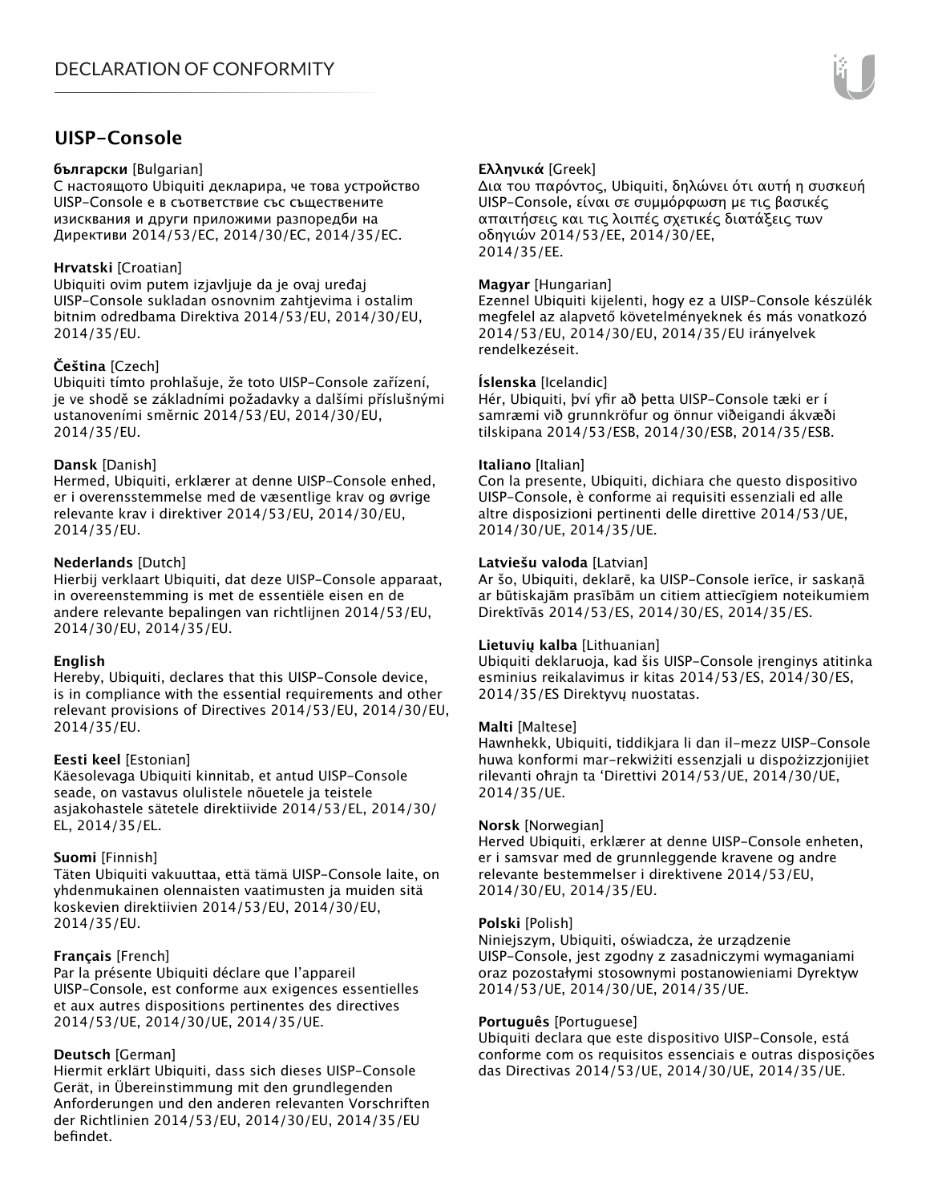# UISP-Console

**български** [Bulgarian]
С настоящото Ubiquiti декларира, че това устройство UISP-Console е в съответствие със съществените изисквания и други приложими разпоредби на Директиви 2014/53/ЕС, 2014/30/ЕС, 2014/35/ЕС.

**Hrvatski** [Croatian]
Ubiquiti ovim putem izjavljuje da je ovaj uređaj UISP-Console sukladan osnovnim zahtjevima i ostalim bitnim odredbama Direktiva 2014/53/EU, 2014/30/EU, 2014/35/EU.

**Čeština** [Czech]
Ubiquiti tímto prohlašuje, že toto UISP-Console zařízení, je ve shodě se základními požadavky a dalšími příslušnými ustanoveními směrnic 2014/53/EU, 2014/30/EU, 2014/35/EU.

**Dansk** [Danish]
Hermed, Ubiquiti, erklærer at denne UISP-Console enhed, er i overensstemmelse med de væsentlige krav og øvrige relevante krav i direktiver 2014/53/EU, 2014/30/EU, 2014/35/EU.

**Nederlands** [Dutch]
Hierbij verklaart Ubiquiti, dat deze UISP-Console apparaat, in overeenstemming is met de essentiële eisen en de andere relevante bepalingen van richtlijnen 2014/53/EU, 2014/30/EU, 2014/35/EU.

**English**
Hereby, Ubiquiti, declares that this UISP-Console device, is in compliance with the essential requirements and other relevant provisions of Directives 2014/53/EU, 2014/30/EU, 2014/35/EU.

**Eesti keel** [Estonian]
Käesolevaga Ubiquiti kinnitab, et antud UISP-Console seade, on vastavus olulistele nõuetele ja teistele asjakohastele sätetele direktiivide 2014/53/EL, 2014/30/EL, 2014/35/EL.

**Suomi** [Finnish]
Täten Ubiquiti vakuuttaa, että tämä UISP-Console laite, on yhdenmukainen olennaisten vaatimusten ja muiden sitä koskevien direktiivien 2014/53/EU, 2014/30/EU, 2014/35/EU.

**Français** [French]
Par la présente Ubiquiti déclare que l'appareil UISP-Console, est conforme aux exigences essentielles et aux autres dispositions pertinentes des directives 2014/53/UE, 2014/30/UE, 2014/35/UE.

**Deutsch** [German]
Hiermit erklärt Ubiquiti, dass sich dieses UISP-Console Gerät, in Übereinstimmung mit den grundlegenden Anforderungen und den anderen relevanten Vorschriften der Richtlinien 2014/53/EU, 2014/30/EU, 2014/35/EU befindet.

**Ελληνικά** [Greek]
Δια του παρόντος, Ubiquiti, δηλώνει ότι αυτή η συσκευή UISP-Console, είναι σε συμμόρφωση με τις βασικές απαιτήσεις και τις λοιπές σχετικές διατάξεις των οδηγιών 2014/53/EE, 2014/30/EE, 2014/35/EE.

**Magyar** [Hungarian]
Ezennel Ubiquiti kijelenti, hogy ez a UISP-Console készülék megfelel az alapvető követelményeknek és más vonatkozó 2014/53/EU, 2014/30/EU, 2014/35/EU irányelvek rendelkezéseit.

**Íslenska** [Icelandic]
Hér, Ubiquiti, því yfir að þetta UISP-Console tæki er í samræmi við grunnkröfur og önnur viðeigandi ákvæði tilskipana 2014/53/ESB, 2014/30/ESB, 2014/35/ESB.

**Italiano** [Italian]
Con la presente, Ubiquiti, dichiara che questo dispositivo UISP-Console, è conforme ai requisiti essenziali ed alle altre disposizioni pertinenti delle direttive 2014/53/UE, 2014/30/UE, 2014/35/UE.

**Latviešu valoda** [Latvian]
Ar šo, Ubiquiti, deklarē, ka UISP-Console ierīce, ir saskaņā ar būtiskajām prasībām un citiem attiecīgiem noteikumiem Direktīvās 2014/53/ES, 2014/30/ES, 2014/35/ES.

**Lietuvių kalba** [Lithuanian]
Ubiquiti deklaruoja, kad šis UISP-Console įrenginys atitinka esminius reikalavimus ir kitas 2014/53/ES, 2014/30/ES, 2014/35/ES Direktyvų nuostatas.

**Malti** [Maltese]
Hawnhekk, Ubiquiti, tiddikjara li dan il-mezz UISP-Console huwa konformi mar-rekwiżiti essenzjali u dispożizzjonijiet rilevanti oħrajn ta 'Direttivi 2014/53/UE, 2014/30/UE, 2014/35/UE.

**Norsk** [Norwegian]
Herved Ubiquiti, erklærer at denne UISP-Console enheten, er i samsvar med de grunnleggende kravene og andre relevante bestemmelser i direktivene 2014/53/EU, 2014/30/EU, 2014/35/EU.

**Polski** [Polish]
Niniejszym, Ubiquiti, oświadcza, że urządzenie UISP-Console, jest zgodny z zasadniczymi wymaganiami oraz pozostałymi stosownymi postanowieniami Dyrektyw 2014/53/UE, 2014/30/UE, 2014/35/UE.

**Português** [Portuguese]
Ubiquiti declara que este dispositivo UISP-Console, está conforme com os requisitos essenciais e outras disposições das Directivas 2014/53/UE, 2014/30/UE, 2014/35/UE.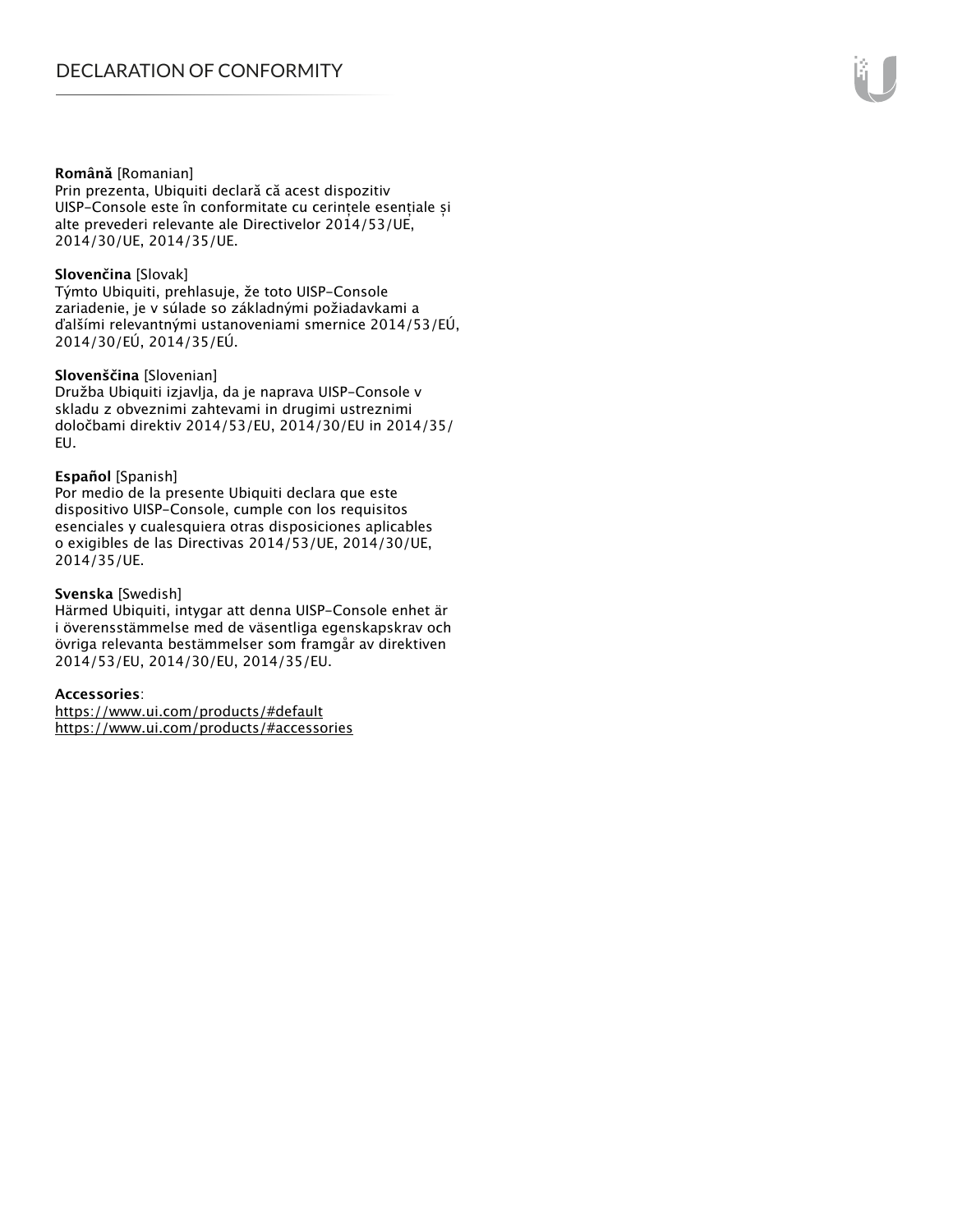**Română** [Romanian]
Prin prezenta, Ubiquiti declară că acest dispozitiv UISP-Console este în conformitate cu cerințele esențiale și alte prevederi relevante ale Directivelor 2014/53/UE, 2014/30/UE, 2014/35/UE.

**Slovenčina** [Slovak]
Týmto Ubiquiti, prehlasuje, že toto UISP-Console zariadenie, je v súlade so základnými požiadavkami a ďalšími relevantnými ustanoveniami smernice 2014/53/EÚ, 2014/30/EÚ, 2014/35/EÚ.

**Slovenščina** [Slovenian]
Družba Ubiquiti izjavlja, da je naprava UISP-Console v skladu z obveznimi zahtevami in drugimi ustreznimi določbami direktiv 2014/53/EU, 2014/30/EU in 2014/35/EU.

**Español** [Spanish]
Por medio de la presente Ubiquiti declara que este dispositivo UISP-Console, cumple con los requisitos esenciales y cualesquiera otras disposiciones aplicables o exigibles de las Directivas 2014/53/UE, 2014/30/UE, 2014/35/UE.

**Svenska** [Swedish]
Härmed Ubiquiti, intygar att denna UISP-Console enhet är i överensstämmelse med de väsentliga egenskapskrav och övriga relevanta bestämmelser som framgår av direktiven 2014/53/EU, 2014/30/EU, 2014/35/EU.

**Accessories**:
https://www.ui.com/products/#default
https://www.ui.com/products/#accessories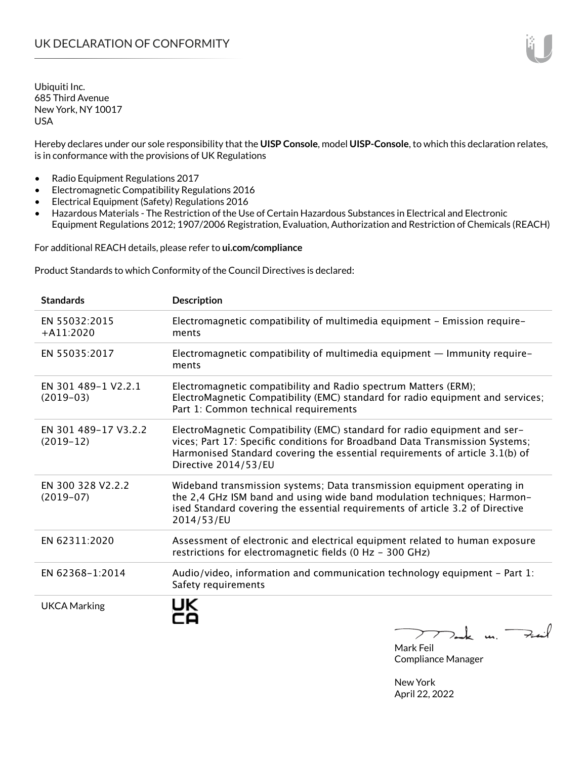# UK DECLARATION OF CONFORMITY

Ubiquiti Inc.
685 Third Avenue
New York, NY 10017
USA

Hereby declares under our sole responsibility that the **UISP Console**, model **UISP-Console**, to which this declaration relates, is in conformance with the provisions of UK Regulations

- Radio Equipment Regulations 2017
- Electromagnetic Compatibility Regulations 2016
- Electrical Equipment (Safety) Regulations 2016
- Hazardous Materials - The Restriction of the Use of Certain Hazardous Substances in Electrical and Electronic Equipment Regulations 2012; 1907/2006 Registration, Evaluation, Authorization and Restriction of Chemicals (REACH)

For additional REACH details, please refer to **ui.com/compliance**

Product Standards to which Conformity of the Council Directives is declared:

| Standards | Description |
|---|---|
| EN 55032:2015 +A11:2020 | Electromagnetic compatibility of multimedia equipment - Emission requirements |
| EN 55035:2017 | Electromagnetic compatibility of multimedia equipment — Immunity requirements |
| EN 301 489-1 V2.2.1 (2019-03) | Electromagnetic compatibility and Radio spectrum Matters (ERM); ElectroMagnetic Compatibility (EMC) standard for radio equipment and services; Part 1: Common technical requirements |
| EN 301 489-17 V3.2.2 (2019-12) | ElectroMagnetic Compatibility (EMC) standard for radio equipment and services; Part 17: Specific conditions for Broadband Data Transmission Systems; Harmonised Standard covering the essential requirements of article 3.1(b) of Directive 2014/53/EU |
| EN 300 328 V2.2.2 (2019-07) | Wideband transmission systems; Data transmission equipment operating in the 2,4 GHz ISM band and using wide band modulation techniques; Harmonised Standard covering the essential requirements of article 3.2 of Directive 2014/53/EU |
| EN 62311:2020 | Assessment of electronic and electrical equipment related to human exposure restrictions for electromagnetic fields (0 Hz - 300 GHz) |
| EN 62368-1:2014 | Audio/video, information and communication technology equipment - Part 1: Safety requirements |
| UKCA Marking | UK CA |

Mark Feil
Compliance Manager

New York
April 22, 2022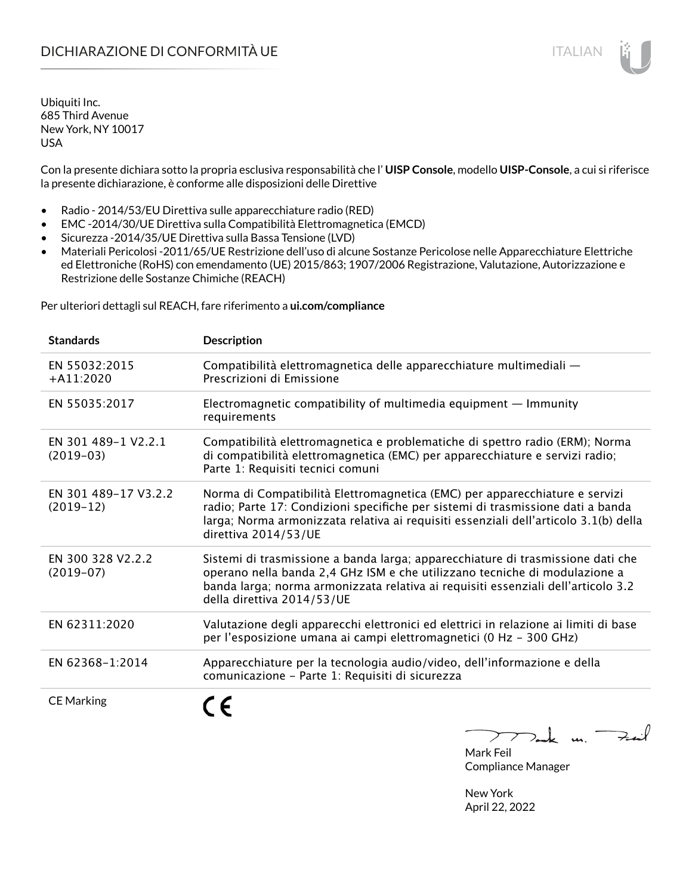# DICHIARAZIONE DI CONFORMITÀ UE

Ubiquiti Inc.
685 Third Avenue
New York, NY 10017
USA

Con la presente dichiara sotto la propria esclusiva responsabilità che l' **UISP Console**, modello **UISP-Console**, a cui si riferisce la presente dichiarazione, è conforme alle disposizioni delle Direttive

- Radio - 2014/53/EU Direttiva sulle apparecchiature radio (RED)
- EMC -2014/30/UE Direttiva sulla Compatibilità Elettromagnetica (EMCD)
- Sicurezza -2014/35/UE Direttiva sulla Bassa Tensione (LVD)
- Materiali Pericolosi -2011/65/UE Restrizione dell'uso di alcune Sostanze Pericolose nelle Apparecchiature Elettriche ed Elettroniche (RoHS) con emendamento (UE) 2015/863; 1907/2006 Registrazione, Valutazione, Autorizzazione e Restrizione delle Sostanze Chimiche (REACH)

Per ulteriori dettagli sul REACH, fare riferimento a **ui.com/compliance**

| Standards | Description |
| --- | --- |
| EN 55032:2015 +A11:2020 | Compatibilità elettromagnetica delle apparecchiature multimediali — Prescrizioni di Emissione |
| EN 55035:2017 | Electromagnetic compatibility of multimedia equipment — Immunity requirements |
| EN 301 489-1 V2.2.1 (2019-03) | Compatibilità elettromagnetica e problematiche di spettro radio (ERM); Norma di compatibilità elettromagnetica (EMC) per apparecchiature e servizi radio; Parte 1: Requisiti tecnici comuni |
| EN 301 489-17 V3.2.2 (2019-12) | Norma di Compatibilità Elettromagnetica (EMC) per apparecchiature e servizi radio; Parte 17: Condizioni specifiche per sistemi di trasmissione dati a banda larga; Norma armonizzata relativa ai requisiti essenziali dell'articolo 3.1(b) della direttiva 2014/53/UE |
| EN 300 328 V2.2.2 (2019-07) | Sistemi di trasmissione a banda larga; apparecchiature di trasmissione dati che operano nella banda 2,4 GHz ISM e che utilizzano tecniche di modulazione a banda larga; norma armonizzata relativa ai requisiti essenziali dell'articolo 3.2 della direttiva 2014/53/UE |
| EN 62311:2020 | Valutazione degli apparecchi elettronici ed elettrici in relazione ai limiti di base per l'esposizione umana ai campi elettromagnetici (0 Hz - 300 GHz) |
| EN 62368-1:2014 | Apparecchiature per la tecnologia audio/video, dell'informazione e della comunicazione - Parte 1: Requisiti di sicurezza |
| CE Marking | CE |

Mark Feil
Compliance Manager

New York
April 22, 2022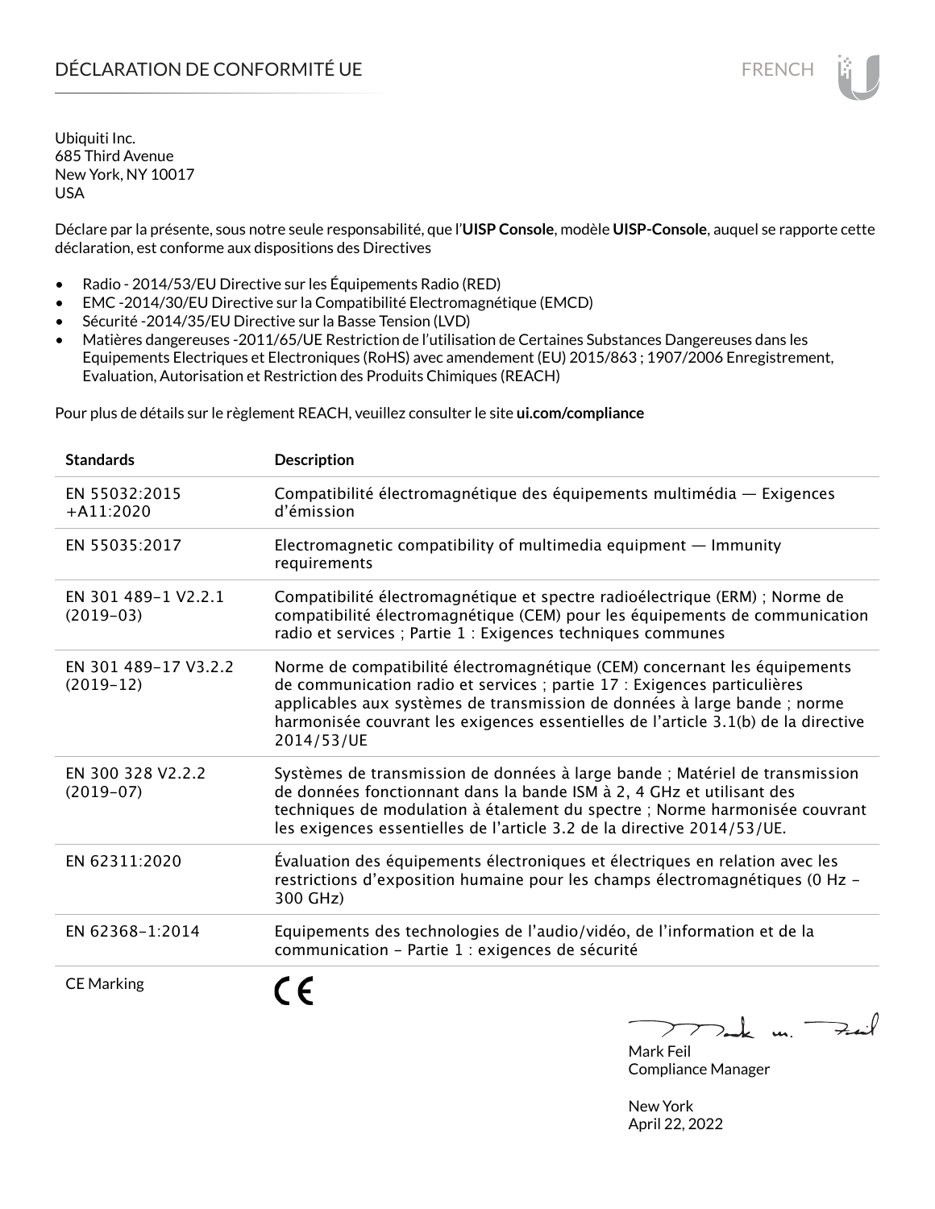# DÉCLARATION DE CONFORMITÉ UE

FRENCH

Ubiquiti Inc.
685 Third Avenue
New York, NY 10017
USA

Déclare par la présente, sous notre seule responsabilité, que l'**UISP Console**, modèle **UISP-Console**, auquel se rapporte cette déclaration, est conforme aux dispositions des Directives

- Radio - 2014/53/EU Directive sur les Équipements Radio (RED)
- EMC -2014/30/EU Directive sur la Compatibilité Electromagnétique (EMCD)
- Sécurité -2014/35/EU Directive sur la Basse Tension (LVD)
- Matières dangereuses -2011/65/UE Restriction de l'utilisation de Certaines Substances Dangereuses dans les Equipements Electriques et Electroniques (RoHS) avec amendement (EU) 2015/863 ; 1907/2006 Enregistrement, Evaluation, Autorisation et Restriction des Produits Chimiques (REACH)

Pour plus de détails sur le règlement REACH, veuillez consulter le site **ui.com/compliance**

| Standards | Description |
|---|---|
| EN 55032:2015 +A11:2020 | Compatibilité électromagnétique des équipements multimédia — Exigences d'émission |
| EN 55035:2017 | Electromagnetic compatibility of multimedia equipment — Immunity requirements |
| EN 301 489-1 V2.2.1 (2019-03) | Compatibilité électromagnétique et spectre radioélectrique (ERM) ; Norme de compatibilité électromagnétique (CEM) pour les équipements de communication radio et services ; Partie 1 : Exigences techniques communes |
| EN 301 489-17 V3.2.2 (2019-12) | Norme de compatibilité électromagnétique (CEM) concernant les équipements de communication radio et services ; partie 17 : Exigences particulières applicables aux systèmes de transmission de données à large bande ; norme harmonisée couvrant les exigences essentielles de l'article 3.1(b) de la directive 2014/53/UE |
| EN 300 328 V2.2.2 (2019-07) | Systèmes de transmission de données à large bande ; Matériel de transmission de données fonctionnant dans la bande ISM à 2, 4 GHz et utilisant des techniques de modulation à étalement du spectre ; Norme harmonisée couvrant les exigences essentielles de l'article 3.2 de la directive 2014/53/UE. |
| EN 62311:2020 | Évaluation des équipements électroniques et électriques en relation avec les restrictions d'exposition humaine pour les champs électromagnétiques (0 Hz - 300 GHz) |
| EN 62368-1:2014 | Equipements des technologies de l'audio/vidéo, de l'information et de la communication - Partie 1 : exigences de sécurité |
| CE Marking | CE |

Mark Feil
Compliance Manager

New York
April 22, 2022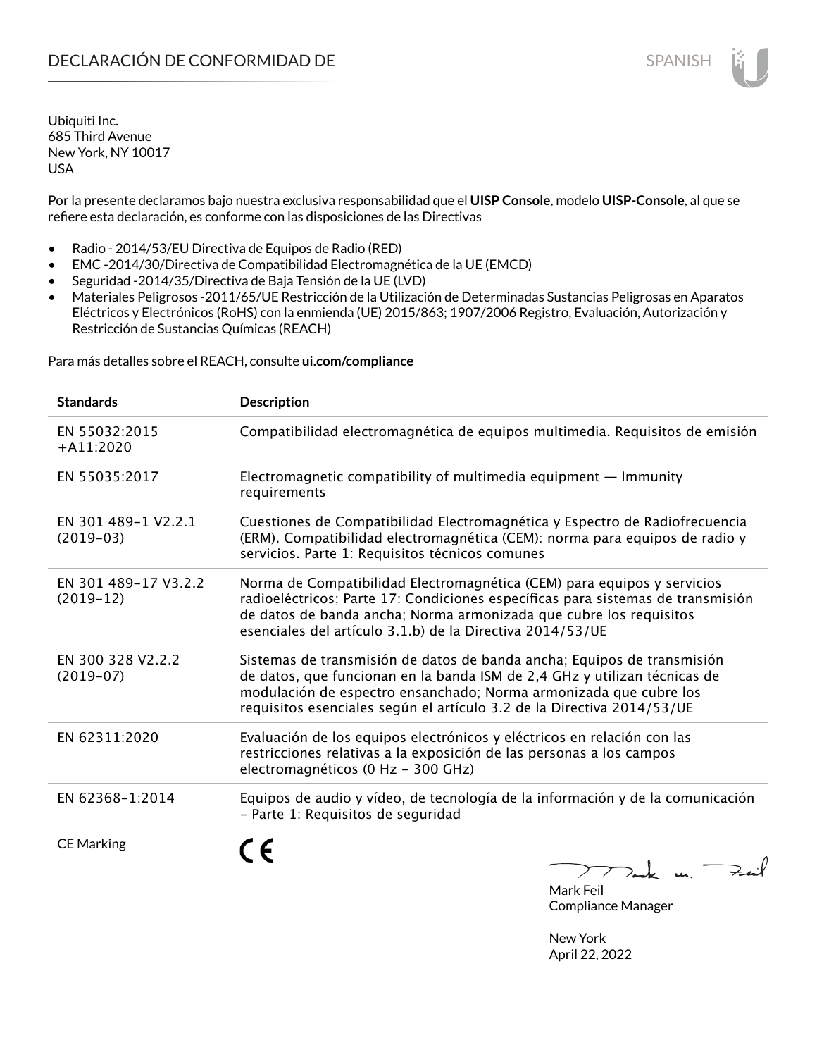# DECLARACIÓN DE CONFORMIDAD DE

SPANISH

Ubiquiti Inc.
685 Third Avenue
New York, NY 10017
USA

Por la presente declaramos bajo nuestra exclusiva responsabilidad que el **UISP Console**, modelo **UISP-Console**, al que se refiere esta declaración, es conforme con las disposiciones de las Directivas

- Radio - 2014/53/EU Directiva de Equipos de Radio (RED)
- EMC -2014/30/Directiva de Compatibilidad Electromagnética de la UE (EMCD)
- Seguridad -2014/35/Directiva de Baja Tensión de la UE (LVD)
- Materiales Peligrosos -2011/65/UE Restricción de la Utilización de Determinadas Sustancias Peligrosas en Aparatos Eléctricos y Electrónicos (RoHS) con la enmienda (UE) 2015/863; 1907/2006 Registro, Evaluación, Autorización y Restricción de Sustancias Químicas (REACH)

Para más detalles sobre el REACH, consulte **ui.com/compliance**

| Standards | Description |
|---|---|
| EN 55032:2015 +A11:2020 | Compatibilidad electromagnética de equipos multimedia. Requisitos de emisión |
| EN 55035:2017 | Electromagnetic compatibility of multimedia equipment — Immunity requirements |
| EN 301 489-1 V2.2.1 (2019-03) | Cuestiones de Compatibilidad Electromagnética y Espectro de Radiofrecuencia (ERM). Compatibilidad electromagnética (CEM): norma para equipos de radio y servicios. Parte 1: Requisitos técnicos comunes |
| EN 301 489-17 V3.2.2 (2019-12) | Norma de Compatibilidad Electromagnética (CEM) para equipos y servicios radioeléctricos; Parte 17: Condiciones específicas para sistemas de transmisión de datos de banda ancha; Norma armonizada que cubre los requisitos esenciales del artículo 3.1.b) de la Directiva 2014/53/UE |
| EN 300 328 V2.2.2 (2019-07) | Sistemas de transmisión de datos de banda ancha; Equipos de transmisión de datos, que funcionan en la banda ISM de 2,4 GHz y utilizan técnicas de modulación de espectro ensanchado; Norma armonizada que cubre los requisitos esenciales según el artículo 3.2 de la Directiva 2014/53/UE |
| EN 62311:2020 | Evaluación de los equipos electrónicos y eléctricos en relación con las restricciones relativas a la exposición de las personas a los campos electromagnéticos (0 Hz - 300 GHz) |
| EN 62368-1:2014 | Equipos de audio y vídeo, de tecnología de la información y de la comunicación - Parte 1: Requisitos de seguridad |
| CE Marking | CE |

Mark Feil
Compliance Manager

New York
April 22, 2022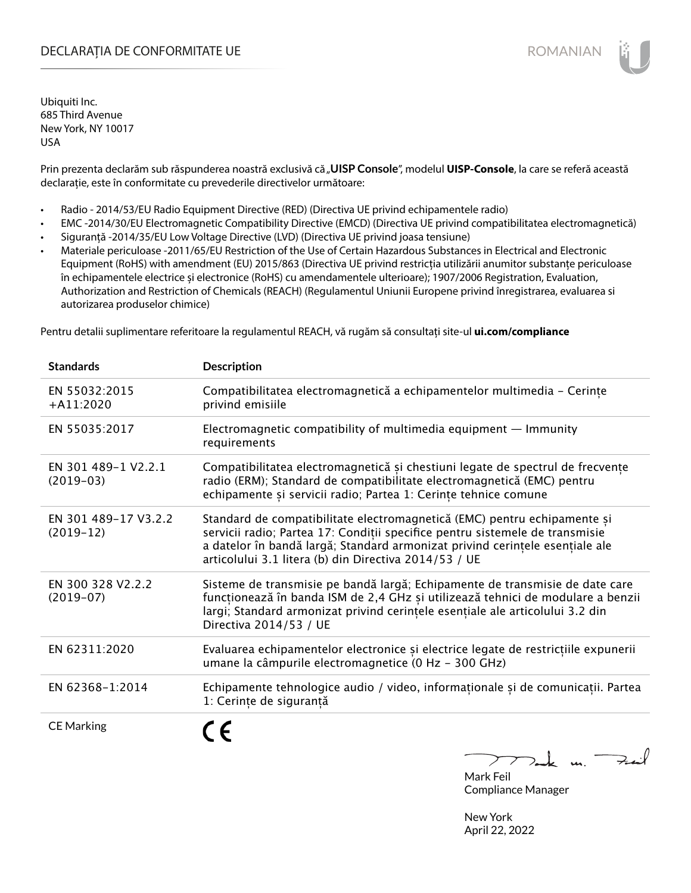# DECLARAȚIA DE CONFORMITATE UE

ROMANIAN

Ubiquiti Inc.
685 Third Avenue
New York, NY 10017
USA

Prin prezenta declarăm sub răspunderea noastră exclusivă că „**UISP Console**", modelul **UISP-Console**, la care se referă această declarație, este în conformitate cu prevederile directivelor următoare:

- Radio - 2014/53/EU Radio Equipment Directive (RED) (Directiva UE privind echipamentele radio)
- EMC -2014/30/EU Electromagnetic Compatibility Directive (EMCD) (Directiva UE privind compatibilitatea electromagnetică)
- Siguranță -2014/35/EU Low Voltage Directive (LVD) (Directiva UE privind joasa tensiune)
- Materiale periculoase -2011/65/EU Restriction of the Use of Certain Hazardous Substances in Electrical and Electronic Equipment (RoHS) with amendment (EU) 2015/863 (Directiva UE privind restricția utilizării anumitor substanțe periculoase în echipamentele electrice și electronice (RoHS) cu amendamentele ulterioare); 1907/2006 Registration, Evaluation, Authorization and Restriction of Chemicals (REACH) (Regulamentul Uniunii Europene privind înregistrarea, evaluarea si autorizarea produselor chimice)

Pentru detalii suplimentare referitoare la regulamentul REACH, vă rugăm să consultați site-ul **ui.com/compliance**

| Standards | Description |
|---|---|
| EN 55032:2015 +A11:2020 | Compatibilitatea electromagnetică a echipamentelor multimedia - Cerințe privind emisiile |
| EN 55035:2017 | Electromagnetic compatibility of multimedia equipment — Immunity requirements |
| EN 301 489-1 V2.2.1 (2019-03) | Compatibilitatea electromagnetică și chestiuni legate de spectrul de frecvențe radio (ERM); Standard de compatibilitate electromagnetică (EMC) pentru echipamente și servicii radio; Partea 1: Cerințe tehnice comune |
| EN 301 489-17 V3.2.2 (2019-12) | Standard de compatibilitate electromagnetică (EMC) pentru echipamente și servicii radio; Partea 17: Condiții specifice pentru sistemele de transmisie a datelor în bandă largă; Standard armonizat privind cerințele esențiale ale articolului 3.1 litera (b) din Directiva 2014/53 / UE |
| EN 300 328 V2.2.2 (2019-07) | Sisteme de transmisie pe bandă largă; Echipamente de transmisie de date care funcționează în banda ISM de 2,4 GHz și utilizează tehnici de modulare a benzii largi; Standard armonizat privind cerințele esențiale ale articolului 3.2 din Directiva 2014/53 / UE |
| EN 62311:2020 | Evaluarea echipamentelor electronice și electrice legate de restricțiile expunerii umane la câmpurile electromagnetice (0 Hz - 300 GHz) |
| EN 62368-1:2014 | Echipamente tehnologice audio / video, informaționale și de comunicații. Partea 1: Cerințe de siguranță |
| CE Marking | CE |

Mark Feil
Compliance Manager

New York
April 22, 2022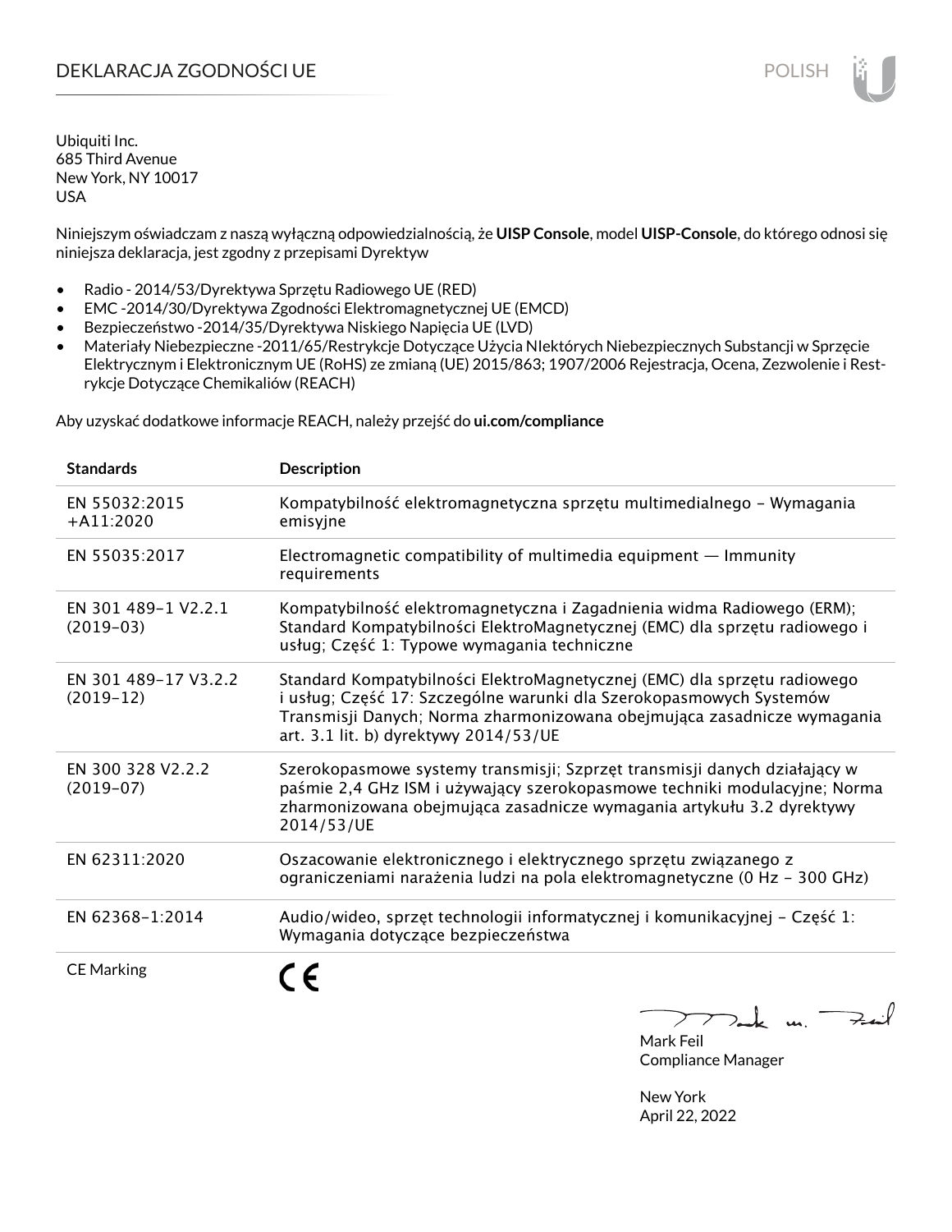# DEKLARACJA ZGODNOŚCI UE

POLISH

Ubiquiti Inc.
685 Third Avenue
New York, NY 10017
USA

Niniejszym oświadczam z naszą wyłączną odpowiedzialnością, że **UISP Console**, model **UISP-Console**, do którego odnosi się niniejsza deklaracja, jest zgodny z przepisami Dyrektyw

- Radio - 2014/53/Dyrektywa Sprzętu Radiowego UE (RED)
- EMC -2014/30/Dyrektywa Zgodności Elektromagnetycznej UE (EMCD)
- Bezpieczeństwo -2014/35/Dyrektywa Niskiego Napięcia UE (LVD)
- Materiały Niebezpieczne -2011/65/Restrykcje Dotyczące Użycia NIektórych Niebezpiecznych Substancji w Sprzęcie Elektrycznym i Elektronicznym UE (RoHS) ze zmianą (UE) 2015/863; 1907/2006 Rejestracja, Ocena, Zezwolenie i Restrykcje Dotyczące Chemikaliów (REACH)

Aby uzyskać dodatkowe informacje REACH, należy przejść do **ui.com/compliance**

| Standards | Description |
|---|---|
| EN 55032:2015 +A11:2020 | Kompatybilność elektromagnetyczna sprzętu multimedialnego – Wymagania emisyjne |
| EN 55035:2017 | Electromagnetic compatibility of multimedia equipment — Immunity requirements |
| EN 301 489-1 V2.2.1 (2019-03) | Kompatybilność elektromagnetyczna i Zagadnienia widma Radiowego (ERM); Standard Kompatybilności ElektroMagnetycznej (EMC) dla sprzętu radiowego i usług; Część 1: Typowe wymagania techniczne |
| EN 301 489-17 V3.2.2 (2019-12) | Standard Kompatybilności ElektroMagnetycznej (EMC) dla sprzętu radiowego i usług; Część 17: Szczególne warunki dla Szerokopasmowych Systemów Transmisji Danych; Norma zharmonizowana obejmująca zasadnicze wymagania art. 3.1 lit. b) dyrektywy 2014/53/UE |
| EN 300 328 V2.2.2 (2019-07) | Szerokopasmowe systemy transmisji; Szprzęt transmisji danych działający w paśmie 2,4 GHz ISM i używający szerokopasmowe techniki modulacyjne; Norma zharmonizowana obejmująca zasadnicze wymagania artykułu 3.2 dyrektywy 2014/53/UE |
| EN 62311:2020 | Oszacowanie elektronicznego i elektrycznego sprzętu związanego z ograniczeniami narażenia ludzi na pola elektromagnetyczne (0 Hz – 300 GHz) |
| EN 62368-1:2014 | Audio/wideo, sprzęt technologii informatycznej i komunikacyjnej – Część 1: Wymagania dotyczące bezpieczeństwa |
| CE Marking | CE |

Mark Feil
Compliance Manager

New York
April 22, 2022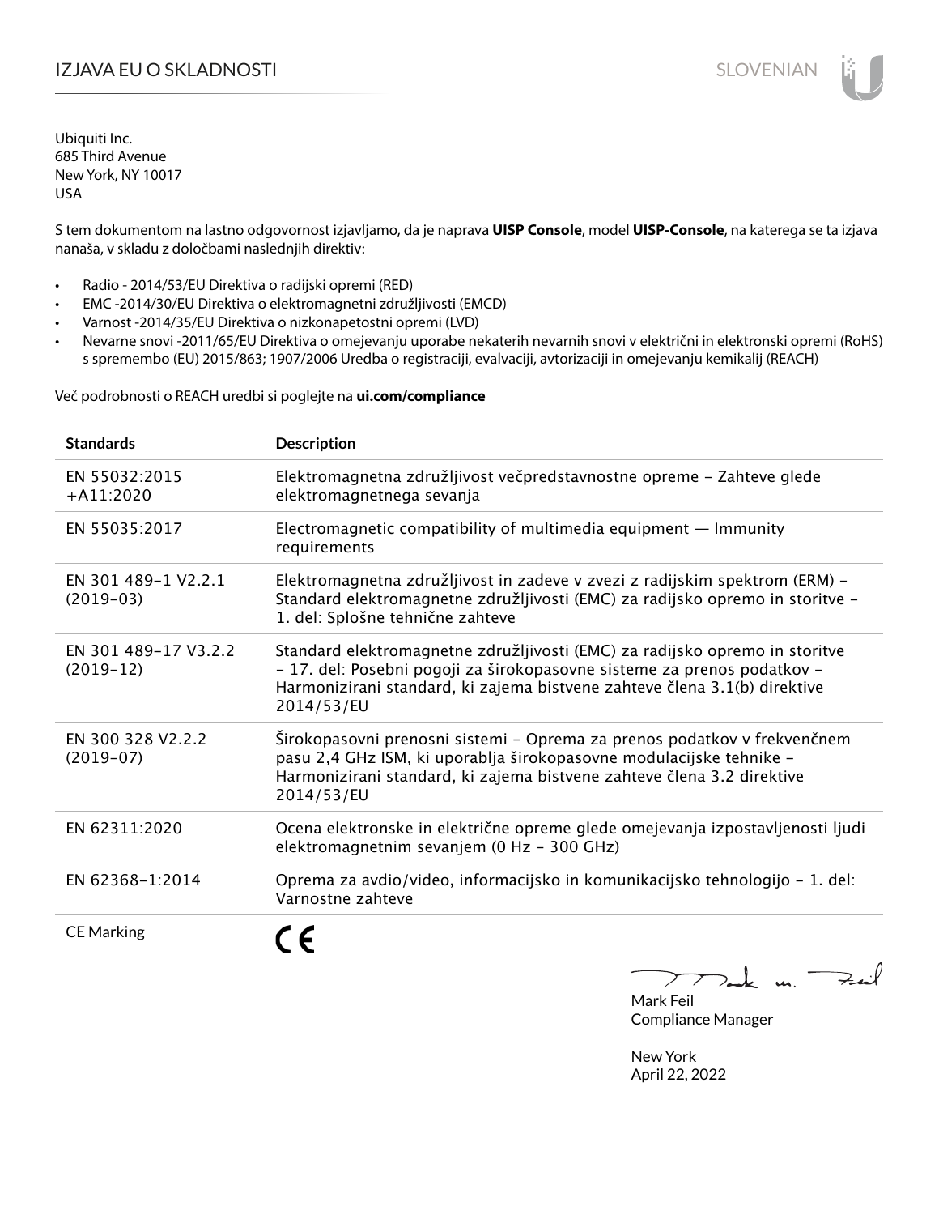# IZJAVA EU O SKLADNOSTI

Ubiquiti Inc.
685 Third Avenue
New York, NY 10017
USA

S tem dokumentom na lastno odgovornost izjavljamo, da je naprava **UISP Console**, model **UISP-Console**, na katerega se ta izjava nanaša, v skladu z določbami naslednjih direktiv:

- Radio - 2014/53/EU Direktiva o radijski opremi (RED)
- EMC -2014/30/EU Direktiva o elektromagnetni združljivosti (EMCD)
- Varnost -2014/35/EU Direktiva o nizkonapetostni opremi (LVD)
- Nevarne snovi -2011/65/EU Direktiva o omejevanju uporabe nekaterih nevarnih snovi v električni in elektronski opremi (RoHS) s spremembo (EU) 2015/863; 1907/2006 Uredba o registraciji, evalvaciji, avtorizaciji in omejevanju kemikalij (REACH)

Več podrobnosti o REACH uredbi si poglejte na **ui.com/compliance**

| Standards | Description |
|---|---|
| EN 55032:2015 +A11:2020 | Elektromagnetna združljivost večpredstavnostne opreme – Zahteve glede elektromagnetnega sevanja |
| EN 55035:2017 | Electromagnetic compatibility of multimedia equipment — Immunity requirements |
| EN 301 489-1 V2.2.1 (2019-03) | Elektromagnetna združljivost in zadeve v zvezi z radijskim spektrom (ERM) – Standard elektromagnetne združljivosti (EMC) za radijsko opremo in storitve – 1. del: Splošne tehnične zahteve |
| EN 301 489-17 V3.2.2 (2019-12) | Standard elektromagnetne združljivosti (EMC) za radijsko opremo in storitve – 17. del: Posebni pogoji za širokopasovne sisteme za prenos podatkov – Harmonizirani standard, ki zajema bistvene zahteve člena 3.1(b) direktive 2014/53/EU |
| EN 300 328 V2.2.2 (2019-07) | Širokopasovni prenosni sistemi – Oprema za prenos podatkov v frekvenčnem pasu 2,4 GHz ISM, ki uporablja širokopasovne modulacijske tehnike – Harmonizirani standard, ki zajema bistvene zahteve člena 3.2 direktive 2014/53/EU |
| EN 62311:2020 | Ocena elektronske in električne opreme glede omejevanja izpostavljenosti ljudi elektromagnetnim sevanjem (0 Hz – 300 GHz) |
| EN 62368-1:2014 | Oprema za avdio/video, informacijsko in komunikacijsko tehnologijo – 1. del: Varnostne zahteve |
| CE Marking | CE |

Mark Feil
Compliance Manager

New York
April 22, 2022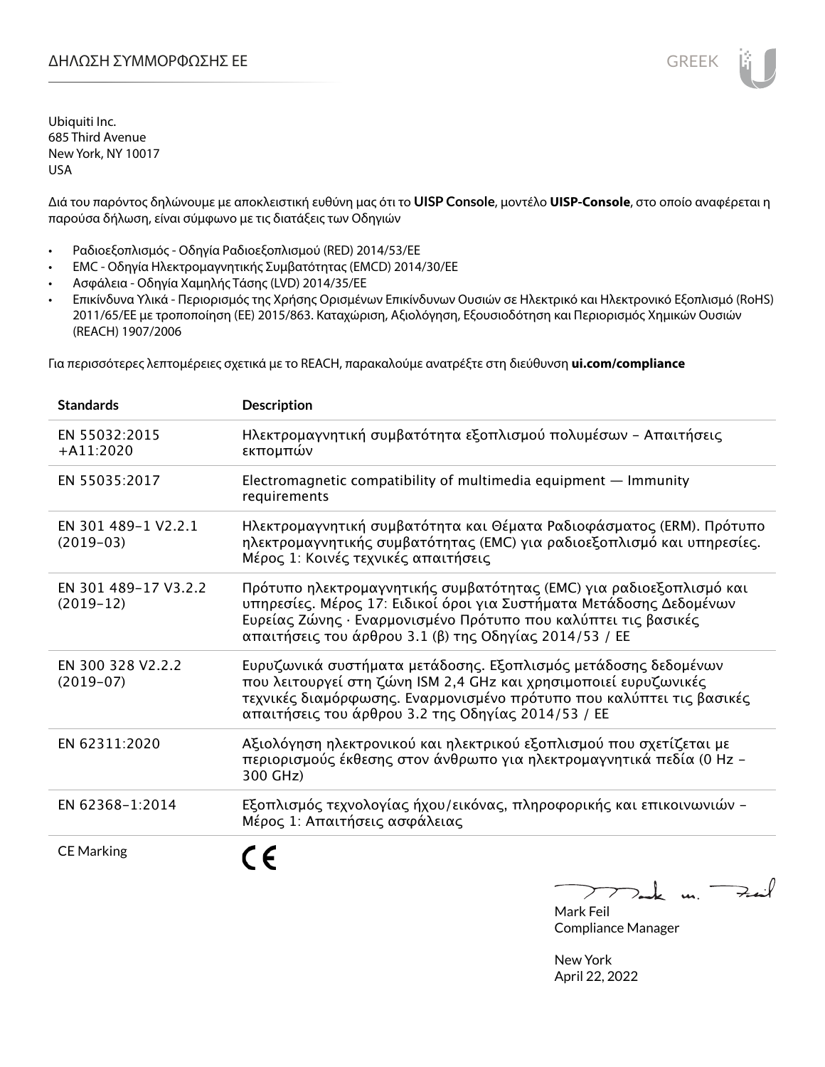# ΔΗΛΩΣΗ ΣΥΜΜΟΡΦΩΣΗΣ ΕΕ

GREEK

Ubiquiti Inc.
685 Third Avenue
New York, NY 10017
USA

Διά του παρόντος δηλώνουμε με αποκλειστική ευθύνη μας ότι το **UISP Console**, μοντέλο **UISP-Console**, στο οποίο αναφέρεται η παρούσα δήλωση, είναι σύμφωνο με τις διατάξεις των Οδηγιών

- Ραδιοεξοπλισμός - Οδηγία Ραδιοεξοπλισμού (RED) 2014/53/ΕΕ
- EMC - Οδηγία Ηλεκτρομαγνητικής Συμβατότητας (EMCD) 2014/30/ΕΕ
- Ασφάλεια - Οδηγία Χαμηλής Τάσης (LVD) 2014/35/ΕΕ
- Επικίνδυνα Υλικά - Περιορισμός της Χρήσης Ορισμένων Επικίνδυνων Ουσιών σε Ηλεκτρικό και Ηλεκτρονικό Εξοπλισμό (RoHS) 2011/65/ΕΕ με τροποποίηση (ΕΕ) 2015/863. Καταχώριση, Αξιολόγηση, Εξουσιοδότηση και Περιορισμός Χημικών Ουσιών (REACH) 1907/2006

Για περισσότερες λεπτομέρειες σχετικά με το REACH, παρακαλούμε ανατρέξτε στη διεύθυνση **ui.com/compliance**

| Standards | Description |
|---|---|
| EN 55032:2015 +A11:2020 | Ηλεκτρομαγνητική συμβατότητα εξοπλισμού πολυμέσων – Απαιτήσεις εκπομπών |
| EN 55035:2017 | Electromagnetic compatibility of multimedia equipment — Immunity requirements |
| EN 301 489-1 V2.2.1 (2019-03) | Ηλεκτρομαγνητική συμβατότητα και Θέματα Ραδιοφάσματος (ERM). Πρότυπο ηλεκτρομαγνητικής συμβατότητας (EMC) για ραδιοεξοπλισμό και υπηρεσίες. Μέρος 1: Κοινές τεχνικές απαιτήσεις |
| EN 301 489-17 V3.2.2 (2019-12) | Πρότυπο ηλεκτρομαγνητικής συμβατότητας (EMC) για ραδιοεξοπλισμό και υπηρεσίες. Μέρος 17: Ειδικοί όροι για Συστήματα Μετάδοσης Δεδομένων Ευρείας Ζώνης · Εναρμονισμένο Πρότυπο που καλύπτει τις βασικές απαιτήσεις του άρθρου 3.1 (β) της Οδηγίας 2014/53 / ΕΕ |
| EN 300 328 V2.2.2 (2019-07) | Ευρυζωνικά συστήματα μετάδοσης. Εξοπλισμός μετάδοσης δεδομένων που λειτουργεί στη ζώνη ISM 2,4 GHz και χρησιμοποιεί ευρυζωνικές τεχνικές διαμόρφωσης. Εναρμονισμένο πρότυπο που καλύπτει τις βασικές απαιτήσεις του άρθρου 3.2 της Οδηγίας 2014/53 / ΕΕ |
| EN 62311:2020 | Αξιολόγηση ηλεκτρονικού και ηλεκτρικού εξοπλισμού που σχετίζεται με περιορισμούς έκθεσης στον άνθρωπο για ηλεκτρομαγνητικά πεδία (0 Hz – 300 GHz) |
| EN 62368-1:2014 | Εξοπλισμός τεχνολογίας ήχου/εικόνας, πληροφορικής και επικοινωνιών – Μέρος 1: Απαιτήσεις ασφάλειας |
| CE Marking | CE |

Mark Feil
Compliance Manager

New York
April 22, 2022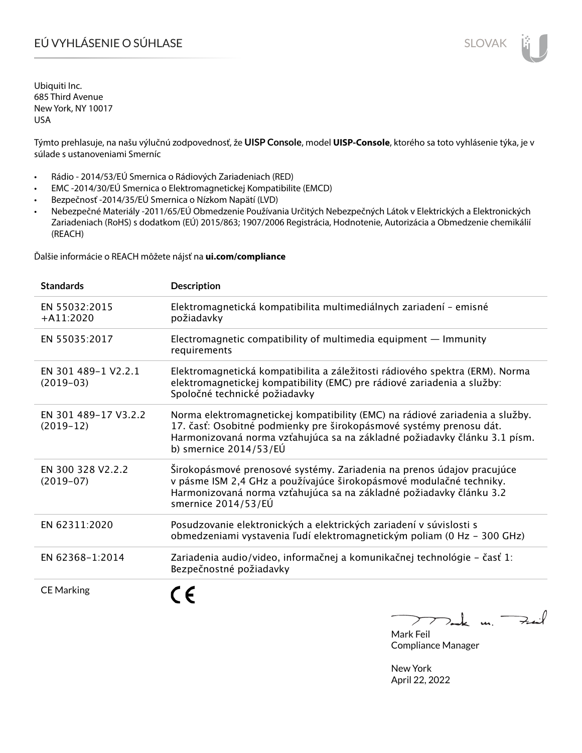# EÚ VYHLÁSENIE O SÚHLASE

Ubiquiti Inc.
685 Third Avenue
New York, NY 10017
USA

Týmto prehlasuje, na našu výlučnú zodpovednosť, že **UISP Console**, model **UISP-Console**, ktorého sa toto vyhlásenie týka, je v súlade s ustanoveniami Smerníc

- Rádio - 2014/53/EÚ Smernica o Rádiových Zariadeniach (RED)
- EMC -2014/30/EÚ Smernica o Elektromagnetickej Kompatibilite (EMCD)
- Bezpečnosť -2014/35/EÚ Smernica o Nízkom Napätí (LVD)
- Nebezpečné Materiály -2011/65/EÚ Obmedzenie Používania Určitých Nebezpečných Látok v Elektrických a Elektronických Zariadeniach (RoHS) s dodatkom (EÚ) 2015/863; 1907/2006 Registrácia, Hodnotenie, Autorizácia a Obmedzenie chemikálií (REACH)

Ďalšie informácie o REACH môžete nájsť na **ui.com/compliance**

| Standards | Description |
|---|---|
| EN 55032:2015 +A11:2020 | Elektromagnetická kompatibilita multimediálnych zariadení – emisné požiadavky |
| EN 55035:2017 | Electromagnetic compatibility of multimedia equipment — Immunity requirements |
| EN 301 489-1 V2.2.1 (2019-03) | Elektromagnetická kompatibilita a záležitosti rádiového spektra (ERM). Norma elektromagnetickej kompatibility (EMC) pre rádiové zariadenia a služby: Spoločné technické požiadavky |
| EN 301 489-17 V3.2.2 (2019-12) | Norma elektromagnetickej kompatibility (EMC) na rádiové zariadenia a služby. 17. časť: Osobitné podmienky pre širokopásmové systémy prenosu dát. Harmonizovaná norma vzťahujúca sa na základné požiadavky článku 3.1 písm. b) smernice 2014/53/EÚ |
| EN 300 328 V2.2.2 (2019-07) | Širokopásmové prenosové systémy. Zariadenia na prenos údajov pracujúce v pásme ISM 2,4 GHz a používajúce širokopásmové modulačné techniky. Harmonizovaná norma vzťahujúca sa na základné požiadavky článku 3.2 smernice 2014/53/EÚ |
| EN 62311:2020 | Posudzovanie elektronických a elektrických zariadení v súvislosti s obmedzeniami vystavenia ľudí elektromagnetickým poliam (0 Hz – 300 GHz) |
| EN 62368-1:2014 | Zariadenia audio/video, informačnej a komunikačnej technológie – časť 1: Bezpečnostné požiadavky |
| CE Marking | CE |

Mark Feil
Compliance Manager

New York
April 22, 2022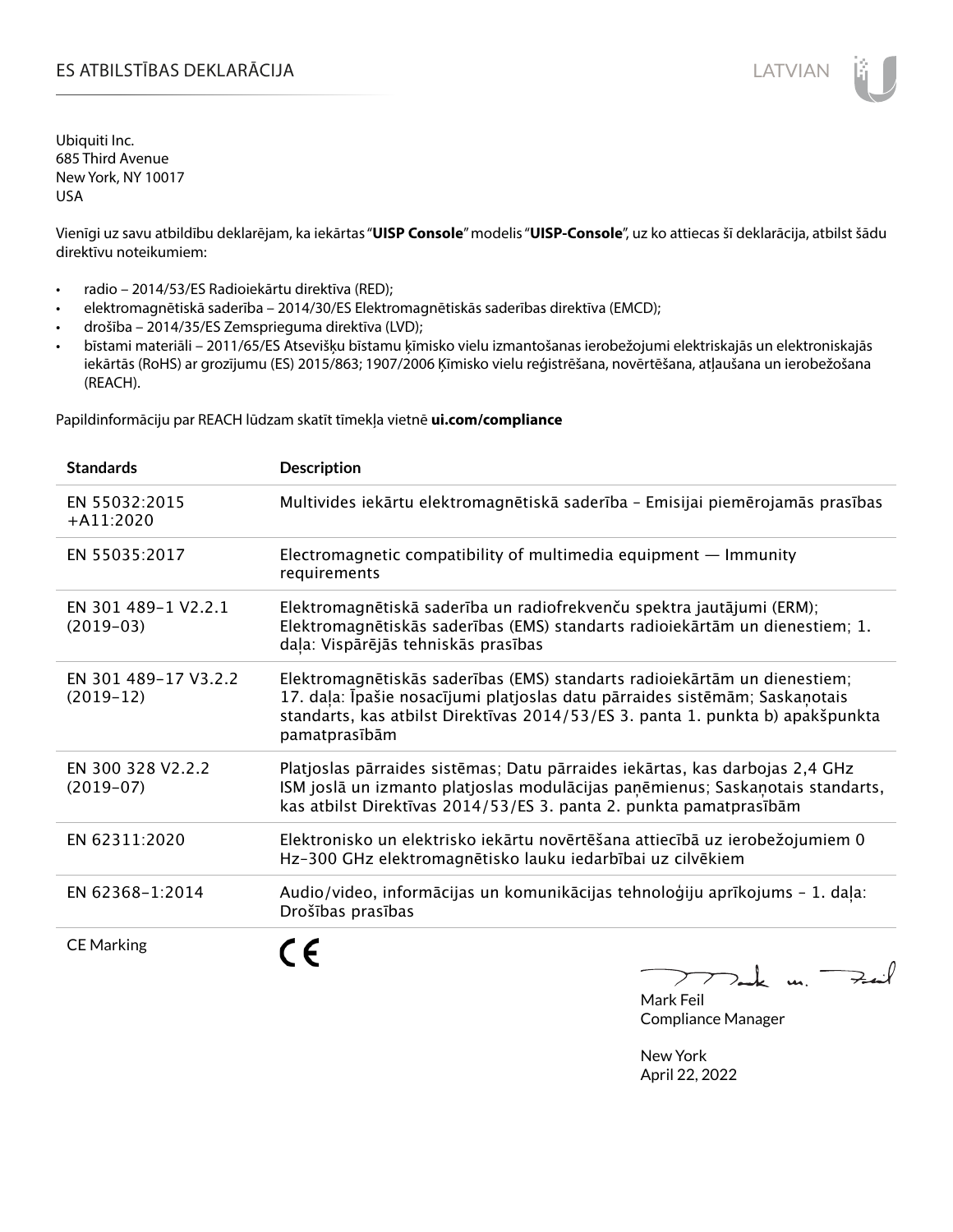# ES ATBILSTĪBAS DEKLARĀCIJA

LATVIAN

Ubiquiti Inc.
685 Third Avenue
New York, NY 10017
USA

Vienīgi uz savu atbildību deklarējam, ka iekārtas "**UISP Console**" modelis "**UISP-Console**", uz ko attiecas šī deklarācija, atbilst šādu direktīvu noteikumiem:

- radio – 2014/53/ES Radioiekārtu direktīva (RED);
- elektromagnētiskā saderība – 2014/30/ES Elektromagnētiskās saderības direktīva (EMCD);
- drošība – 2014/35/ES Zemsprieguma direktīva (LVD);
- bīstami materiāli – 2011/65/ES Atsevišķu bīstamu ķīmisko vielu izmantošanas ierobežojumi elektriskajās un elektroniskajās iekārtās (RoHS) ar grozījumu (ES) 2015/863; 1907/2006 Ķīmisko vielu reģistrēšana, novērtēšana, atļaušana un ierobežošana (REACH).

Papildinformāciju par REACH lūdzam skatīt tīmekļa vietnē **ui.com/compliance**

| Standards | Description |
|---|---|
| EN 55032:2015 +A11:2020 | Multivides iekārtu elektromagnētiskā saderība – Emisijai piemērojamās prasības |
| EN 55035:2017 | Electromagnetic compatibility of multimedia equipment — Immunity requirements |
| EN 301 489-1 V2.2.1 (2019-03) | Elektromagnētiskā saderība un radiofrekvenču spektra jautājumi (ERM); Elektromagnētiskās saderības (EMS) standarts radioiekārtām un dienestiem; 1. daļa: Vispārējās tehniskās prasības |
| EN 301 489-17 V3.2.2 (2019-12) | Elektromagnētiskās saderības (EMS) standarts radioiekārtām un dienestiem; 17. daļa: Īpašie nosacījumi platjoslas datu pārraides sistēmām; Saskaņotais standarts, kas atbilst Direktīvas 2014/53/ES 3. panta 1. punkta b) apakšpunkta pamatprasībām |
| EN 300 328 V2.2.2 (2019-07) | Platjoslas pārraides sistēmas; Datu pārraides iekārtas, kas darbojas 2,4 GHz ISM joslā un izmanto platjoslas modulācijas paņēmienus; Saskaņotais standarts, kas atbilst Direktīvas 2014/53/ES 3. panta 2. punkta pamatprasībām |
| EN 62311:2020 | Elektronisko un elektrisko iekārtu novērtēšana attiecībā uz ierobežojumiem 0 Hz-300 GHz elektromagnētisko lauku iedarbībai uz cilvēkiem |
| EN 62368-1:2014 | Audio/video, informācijas un komunikācijas tehnoloģiju aprīkojums – 1. daļa: Drošības prasības |
| CE Marking | CE |

Mark Feil
Compliance Manager

New York
April 22, 2022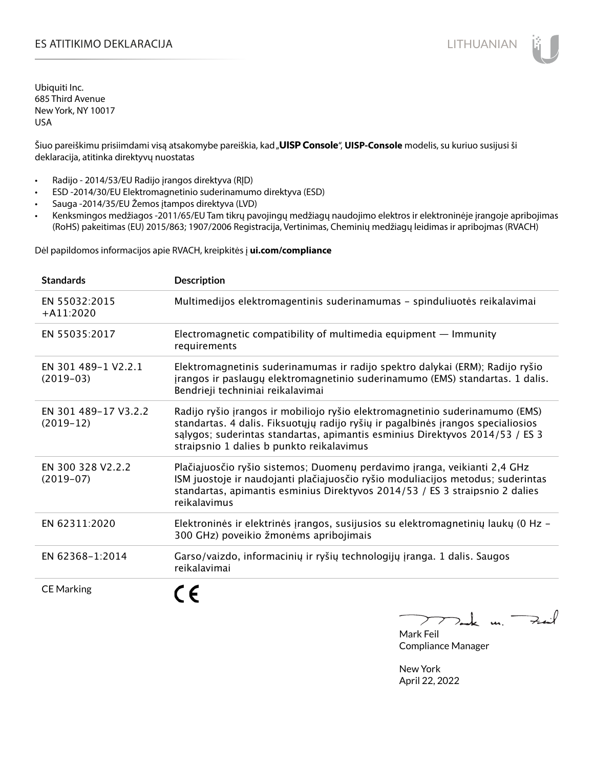# ES ATITIKIMO DEKLARACIJA

Ubiquiti Inc.
685 Third Avenue
New York, NY 10017
USA

Šiuo pareiškimu prisiimdami visą atsakomybe pareiškia, kad „**UISP Console**", **UISP-Console** modelis, su kuriuo susijusi ši deklaracija, atitinka direktyvų nuostatas

- Radijo - 2014/53/EU Radijo įrangos direktyva (RĮD)
- ESD -2014/30/EU Elektromagnetinio suderinamumo direktyva (ESD)
- Sauga -2014/35/EU Žemos įtampos direktyva (LVD)
- Kenksmingos medžiagos -2011/65/EU Tam tikrų pavojingų medžiagų naudojimo elektros ir elektroninėje įrangoje apribojimas (RoHS) pakeitimas (EU) 2015/863; 1907/2006 Registracija, Vertinimas, Cheminių medžiagų leidimas ir apribojmas (RVACH)

Dėl papildomos informacijos apie RVACH, kreipkitės į **ui.com/compliance**

| Standards | Description |
| --- | --- |
| EN 55032:2015 +A11:2020 | Multimedijos elektromagentinis suderinamumas – spinduliuotės reikalavimai |
| EN 55035:2017 | Electromagnetic compatibility of multimedia equipment — Immunity requirements |
| EN 301 489-1 V2.2.1 (2019-03) | Elektromagnetinis suderinamumas ir radijo spektro dalykai (ERM); Radijo ryšio įrangos ir paslaugų elektromagnetinio suderinamumo (EMS) standartas. 1 dalis. Bendrieji techniniai reikalavimai |
| EN 301 489-17 V3.2.2 (2019-12) | Radijo ryšio įrangos ir mobiliojo ryšio elektromagnetinio suderinamumo (EMS) standartas. 4 dalis. Fiksuotųjų radijo ryšių ir pagalbinės įrangos specialiosios sąlygos; suderintas standartas, apimantis esminius Direktyvos 2014/53 / ES 3 straipsnio 1 dalies b punkto reikalavimus |
| EN 300 328 V2.2.2 (2019-07) | Plačiajuosčio ryšio sistemos; Duomenų perdavimo įranga, veikianti 2,4 GHz ISM juostoje ir naudojanti plačiajuosčio ryšio moduliacijos metodus; suderintas standartas, apimantis esminius Direktyvos 2014/53 / ES 3 straipsnio 2 dalies reikalavimus |
| EN 62311:2020 | Elektroninės ir elektrinės įrangos, susijusios su elektromagnetinių laukų (0 Hz – 300 GHz) poveikio žmonėms apribojimais |
| EN 62368-1:2014 | Garso/vaizdo, informacinių ir ryšių technologijų įranga. 1 dalis. Saugos reikalavimai |
| CE Marking | CE |

Mark Feil
Compliance Manager

New York
April 22, 2022